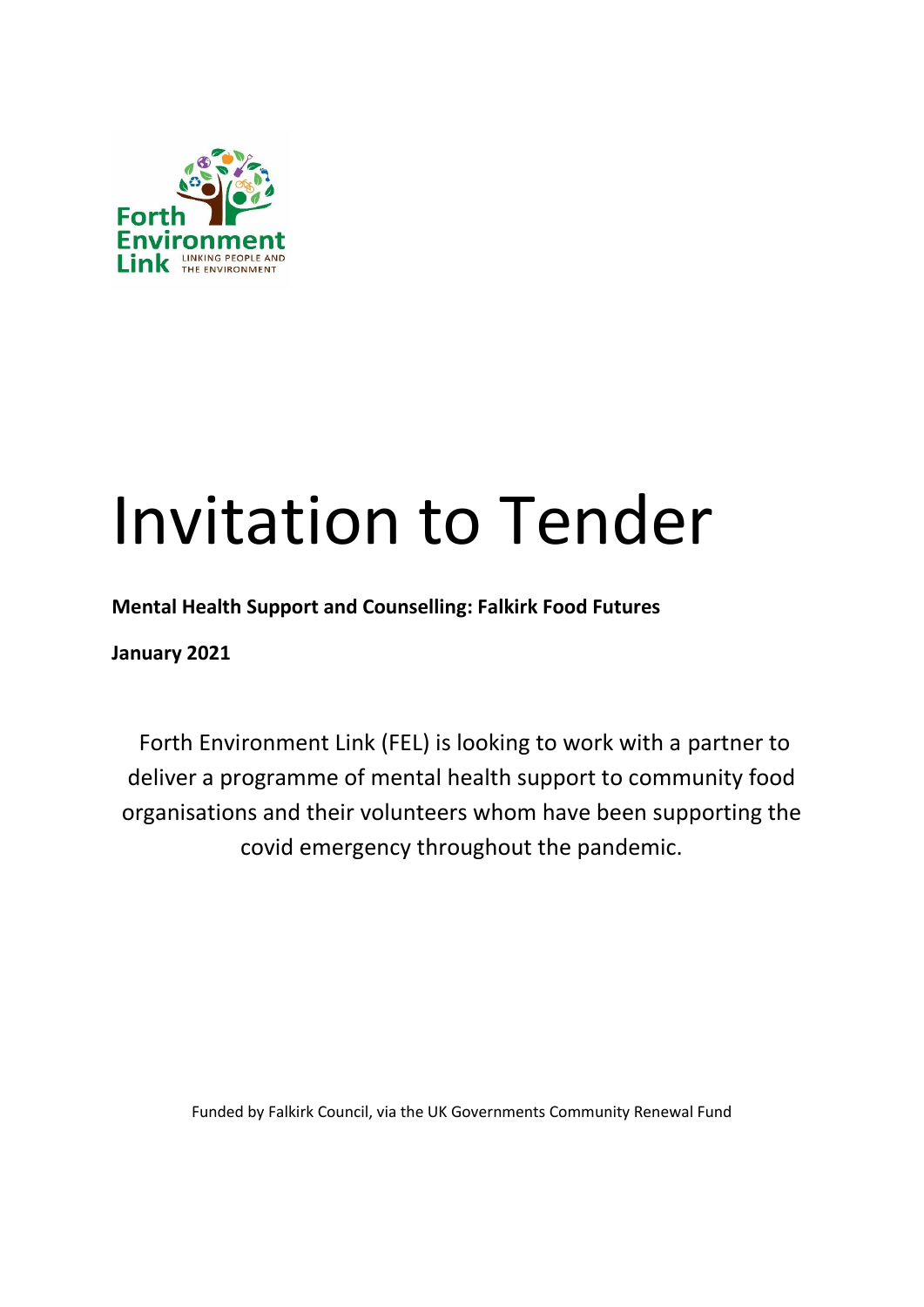# Invitation to Tender

**Mental Health Support and Counselling: Falkirk Food Futures**

**January 2021**

Forth Environment Link (FEL) is looking to work with a partner to deliver a programme of mental health support to community food organisations and their volunteers whom have been supporting the covid emergency throughout the pandemic.

Funded by Falkirk Council, via the UK Governments Community Renewal Fund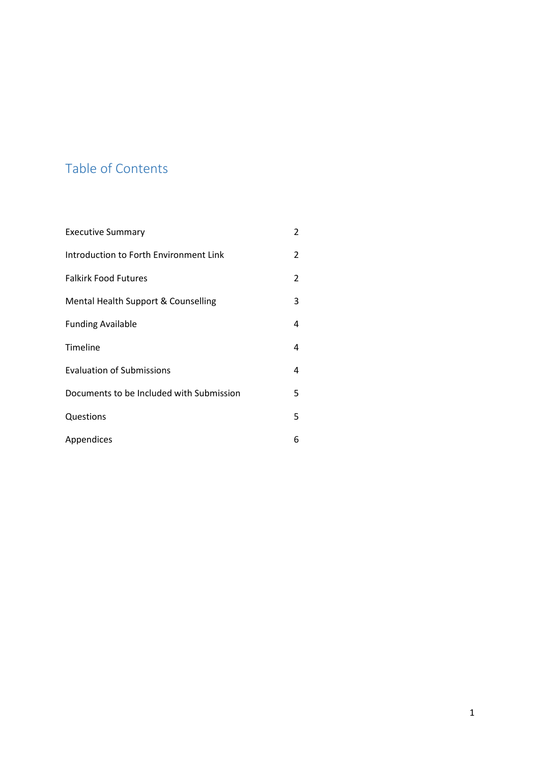## Table of Contents

| | |
|---|---|
| Executive Summary | 2 |
| Introduction to Forth Environment Link | 2 |
| Falkirk Food Futures | 2 |
| Mental Health Support & Counselling | 3 |
| Funding Available | 4 |
| Timeline | 4 |
| Evaluation of Submissions | 4 |
| Documents to be Included with Submission | 5 |
| Questions | 5 |
| Appendices | 6 |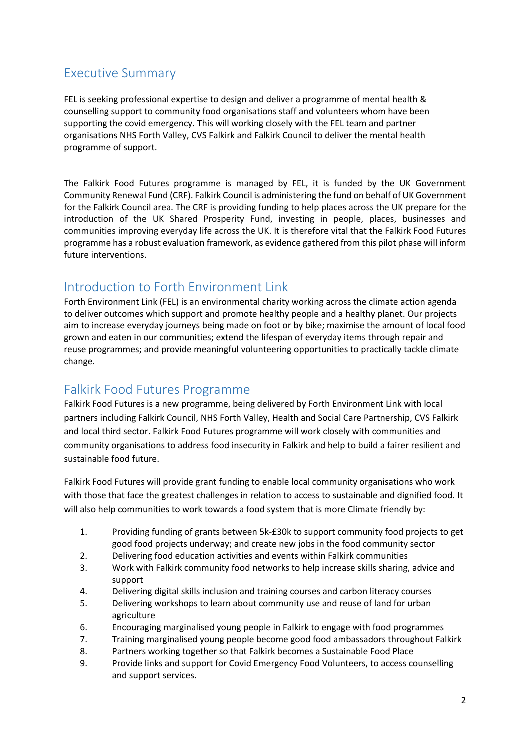## Executive Summary

FEL is seeking professional expertise to design and deliver a programme of mental health & counselling support to community food organisations staff and volunteers whom have been supporting the covid emergency. This will working closely with the FEL team and partner organisations NHS Forth Valley, CVS Falkirk and Falkirk Council to deliver the mental health programme of support.

The Falkirk Food Futures programme is managed by FEL, it is funded by the UK Government Community Renewal Fund (CRF). Falkirk Council is administering the fund on behalf of UK Government for the Falkirk Council area. The CRF is providing funding to help places across the UK prepare for the introduction of the UK Shared Prosperity Fund, investing in people, places, businesses and communities improving everyday life across the UK. It is therefore vital that the Falkirk Food Futures programme has a robust evaluation framework, as evidence gathered from this pilot phase will inform future interventions.

## Introduction to Forth Environment Link

Forth Environment Link (FEL) is an environmental charity working across the climate action agenda to deliver outcomes which support and promote healthy people and a healthy planet. Our projects aim to increase everyday journeys being made on foot or by bike; maximise the amount of local food grown and eaten in our communities; extend the lifespan of everyday items through repair and reuse programmes; and provide meaningful volunteering opportunities to practically tackle climate change.

## Falkirk Food Futures Programme

Falkirk Food Futures is a new programme, being delivered by Forth Environment Link with local partners including Falkirk Council, NHS Forth Valley, Health and Social Care Partnership, CVS Falkirk and local third sector. Falkirk Food Futures programme will work closely with communities and community organisations to address food insecurity in Falkirk and help to build a fairer resilient and sustainable food future.

Falkirk Food Futures will provide grant funding to enable local community organisations who work with those that face the greatest challenges in relation to access to sustainable and dignified food. It will also help communities to work towards a food system that is more Climate friendly by:

1. Providing funding of grants between 5k-£30k to support community food projects to get good food projects underway; and create new jobs in the food community sector
2. Delivering food education activities and events within Falkirk communities
3. Work with Falkirk community food networks to help increase skills sharing, advice and support
4. Delivering digital skills inclusion and training courses and carbon literacy courses
5. Delivering workshops to learn about community use and reuse of land for urban agriculture
6. Encouraging marginalised young people in Falkirk to engage with food programmes
7. Training marginalised young people become good food ambassadors throughout Falkirk
8. Partners working together so that Falkirk becomes a Sustainable Food Place
9. Provide links and support for Covid Emergency Food Volunteers, to access counselling and support services.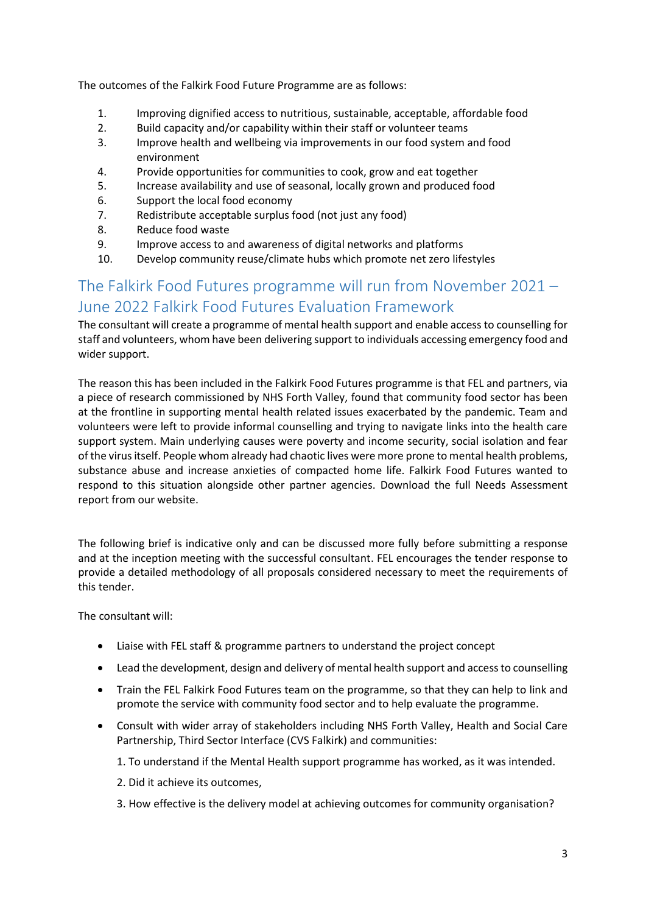The outcomes of the Falkirk Food Future Programme are as follows:

1. Improving dignified access to nutritious, sustainable, acceptable, affordable food
2. Build capacity and/or capability within their staff or volunteer teams
3. Improve health and wellbeing via improvements in our food system and food environment
4. Provide opportunities for communities to cook, grow and eat together
5. Increase availability and use of seasonal, locally grown and produced food
6. Support the local food economy
7. Redistribute acceptable surplus food (not just any food)
8. Reduce food waste
9. Improve access to and awareness of digital networks and platforms
10. Develop community reuse/climate hubs which promote net zero lifestyles

## The Falkirk Food Futures programme will run from November 2021 – June 2022 Falkirk Food Futures Evaluation Framework

The consultant will create a programme of mental health support and enable access to counselling for staff and volunteers, whom have been delivering support to individuals accessing emergency food and wider support.

The reason this has been included in the Falkirk Food Futures programme is that FEL and partners, via a piece of research commissioned by NHS Forth Valley, found that community food sector has been at the frontline in supporting mental health related issues exacerbated by the pandemic. Team and volunteers were left to provide informal counselling and trying to navigate links into the health care support system. Main underlying causes were poverty and income security, social isolation and fear of the virus itself. People whom already had chaotic lives were more prone to mental health problems, substance abuse and increase anxieties of compacted home life. Falkirk Food Futures wanted to respond to this situation alongside other partner agencies. Download the full Needs Assessment report from our website.

The following brief is indicative only and can be discussed more fully before submitting a response and at the inception meeting with the successful consultant. FEL encourages the tender response to provide a detailed methodology of all proposals considered necessary to meet the requirements of this tender.

The consultant will:

- Liaise with FEL staff & programme partners to understand the project concept
- Lead the development, design and delivery of mental health support and access to counselling
- Train the FEL Falkirk Food Futures team on the programme, so that they can help to link and promote the service with community food sector and to help evaluate the programme.
- Consult with wider array of stakeholders including NHS Forth Valley, Health and Social Care Partnership, Third Sector Interface (CVS Falkirk) and communities:

  1. To understand if the Mental Health support programme has worked, as it was intended.

  2. Did it achieve its outcomes,

  3. How effective is the delivery model at achieving outcomes for community organisation?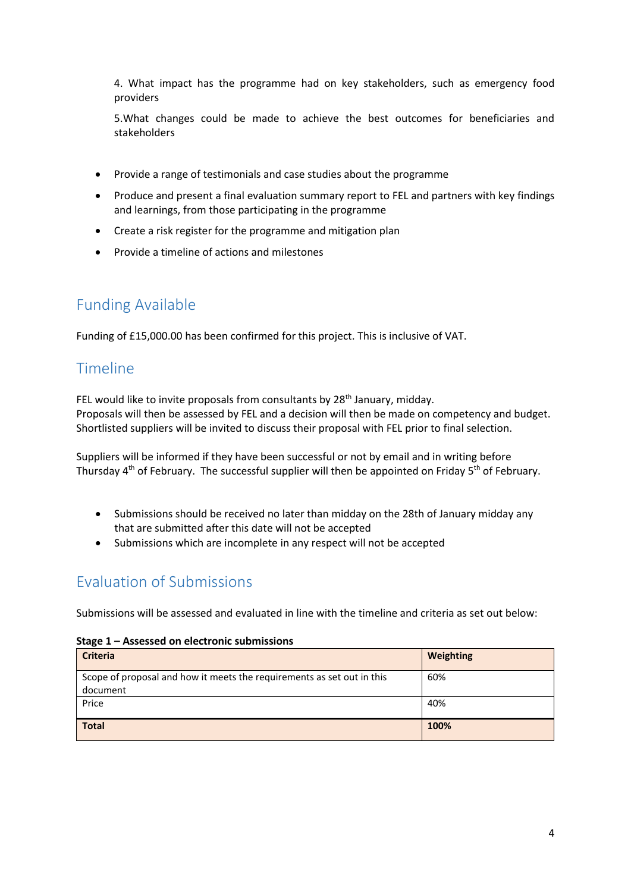4. What impact has the programme had on key stakeholders, such as emergency food providers

5.What changes could be made to achieve the best outcomes for beneficiaries and stakeholders

- Provide a range of testimonials and case studies about the programme
- Produce and present a final evaluation summary report to FEL and partners with key findings and learnings, from those participating in the programme
- Create a risk register for the programme and mitigation plan
- Provide a timeline of actions and milestones

## Funding Available

Funding of £15,000.00 has been confirmed for this project. This is inclusive of VAT.

## Timeline

FEL would like to invite proposals from consultants by 28th January, midday.
Proposals will then be assessed by FEL and a decision will then be made on competency and budget. Shortlisted suppliers will be invited to discuss their proposal with FEL prior to final selection.

Suppliers will be informed if they have been successful or not by email and in writing before Thursday 4th of February. The successful supplier will then be appointed on Friday 5th of February.

- Submissions should be received no later than midday on the 28th of January midday any that are submitted after this date will not be accepted
- Submissions which are incomplete in any respect will not be accepted

## Evaluation of Submissions

Submissions will be assessed and evaluated in line with the timeline and criteria as set out below:

**Stage 1 – Assessed on electronic submissions**

| Criteria | Weighting |
|---|---|
| Scope of proposal and how it meets the requirements as set out in this document | 60% |
| Price | 40% |
| **Total** | **100%** |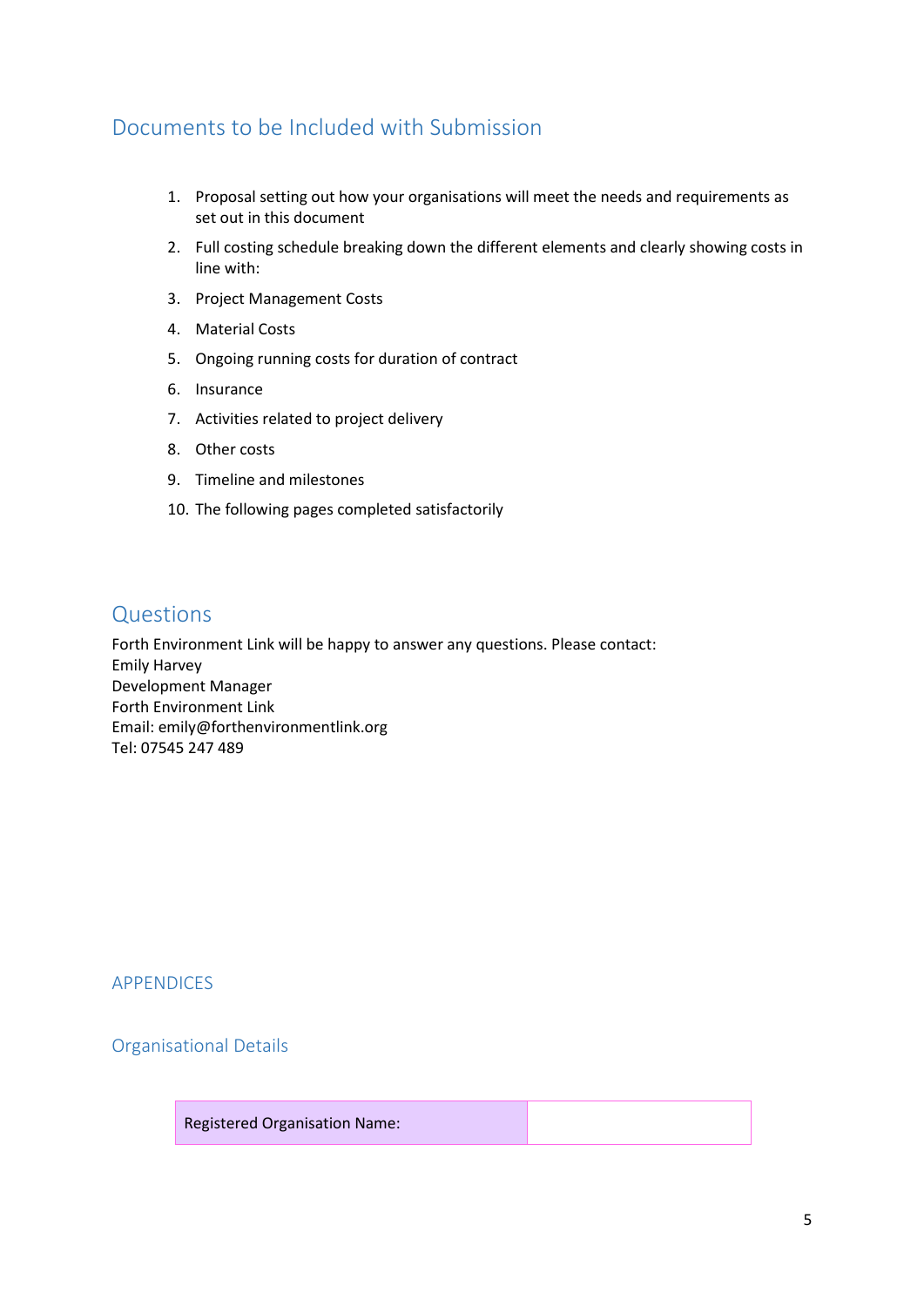## Documents to be Included with Submission

1. Proposal setting out how your organisations will meet the needs and requirements as set out in this document
2. Full costing schedule breaking down the different elements and clearly showing costs in line with:
3. Project Management Costs
4. Material Costs
5. Ongoing running costs for duration of contract
6. Insurance
7. Activities related to project delivery
8. Other costs
9. Timeline and milestones
10. The following pages completed satisfactorily

## Questions

Forth Environment Link will be happy to answer any questions. Please contact:
Emily Harvey
Development Manager
Forth Environment Link
Email: emily@forthenvironmentlink.org
Tel: 07545 247 489

## APPENDICES

### Organisational Details

| Registered Organisation Name: | |
|---|---|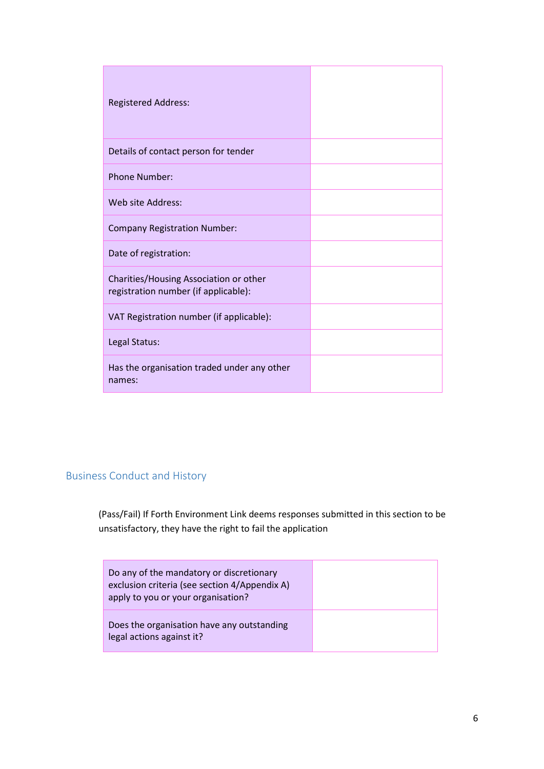| | |
|---|---|
| Registered Address: | |
| Details of contact person for tender | |
| Phone Number: | |
| Web site Address: | |
| Company Registration Number: | |
| Date of registration: | |
| Charities/Housing Association or other registration number (if applicable): | |
| VAT Registration number (if applicable): | |
| Legal Status: | |
| Has the organisation traded under any other names: | |

## Business Conduct and History

(Pass/Fail) If Forth Environment Link deems responses submitted in this section to be unsatisfactory, they have the right to fail the application

| | |
|---|---|
| Do any of the mandatory or discretionary exclusion criteria (see section 4/Appendix A) apply to you or your organisation? | |
| Does the organisation have any outstanding legal actions against it? | |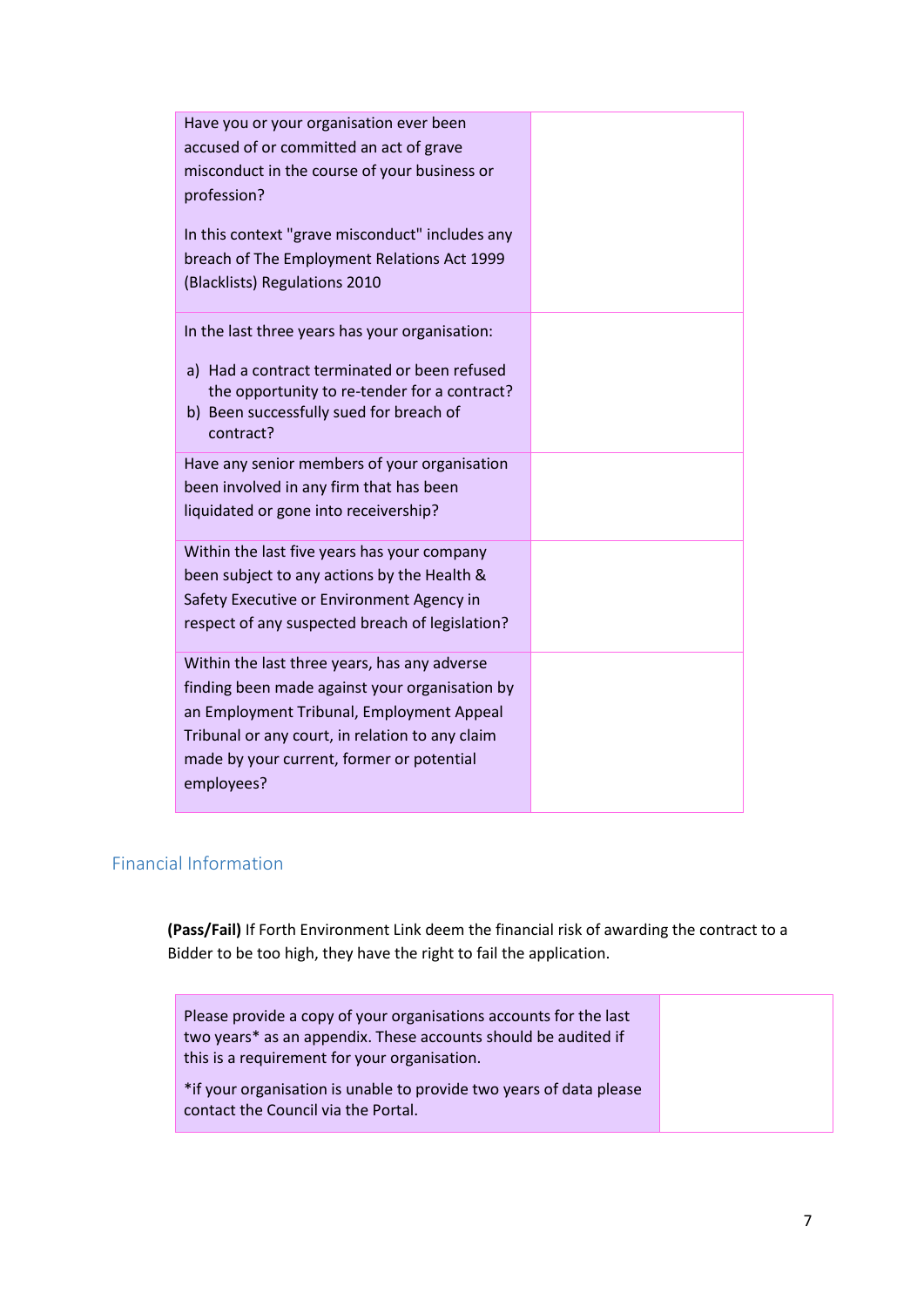| | |
|---|---|
| Have you or your organisation ever been accused of or committed an act of grave misconduct in the course of your business or profession?<br><br>In this context "grave misconduct" includes any breach of The Employment Relations Act 1999 (Blacklists) Regulations 2010 | |
| In the last three years has your organisation:<br><br>a) Had a contract terminated or been refused the opportunity to re-tender for a contract?<br>b) Been successfully sued for breach of contract? | |
| Have any senior members of your organisation been involved in any firm that has been liquidated or gone into receivership? | |
| Within the last five years has your company been subject to any actions by the Health & Safety Executive or Environment Agency in respect of any suspected breach of legislation? | |
| Within the last three years, has any adverse finding been made against your organisation by an Employment Tribunal, Employment Appeal Tribunal or any court, in relation to any claim made by your current, former or potential employees? | |

## Financial Information

**(Pass/Fail)** If Forth Environment Link deem the financial risk of awarding the contract to a Bidder to be too high, they have the right to fail the application.

| | |
|---|---|
| Please provide a copy of your organisations accounts for the last two years* as an appendix. These accounts should be audited if this is a requirement for your organisation.<br><br>*if your organisation is unable to provide two years of data please contact the Council via the Portal. | |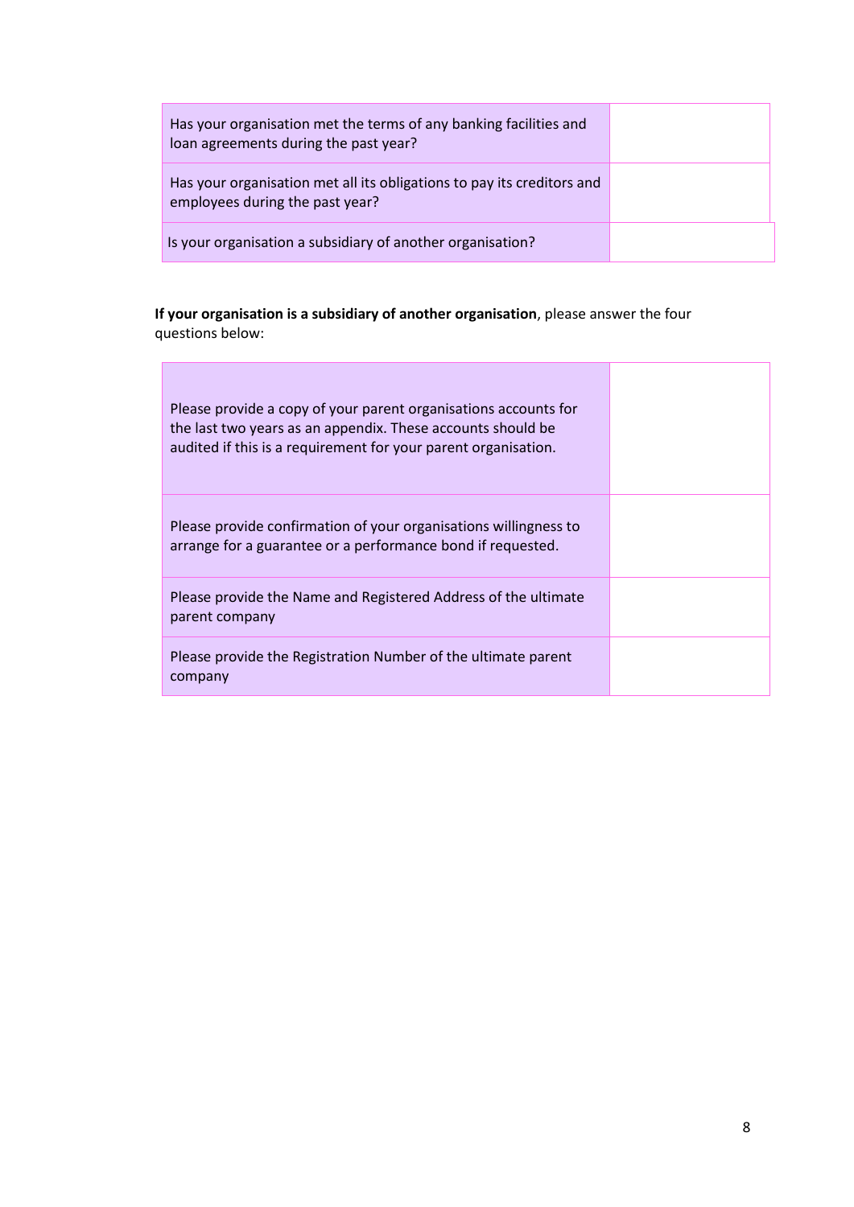| | |
|---|---|
| Has your organisation met the terms of any banking facilities and loan agreements during the past year? | |
| Has your organisation met all its obligations to pay its creditors and employees during the past year? | |
| Is your organisation a subsidiary of another organisation? | |

**If your organisation is a subsidiary of another organisation**, please answer the four questions below:

| | |
|---|---|
| Please provide a copy of your parent organisations accounts for the last two years as an appendix. These accounts should be audited if this is a requirement for your parent organisation. | |
| Please provide confirmation of your organisations willingness to arrange for a guarantee or a performance bond if requested. | |
| Please provide the Name and Registered Address of the ultimate parent company | |
| Please provide the Registration Number of the ultimate parent company | |